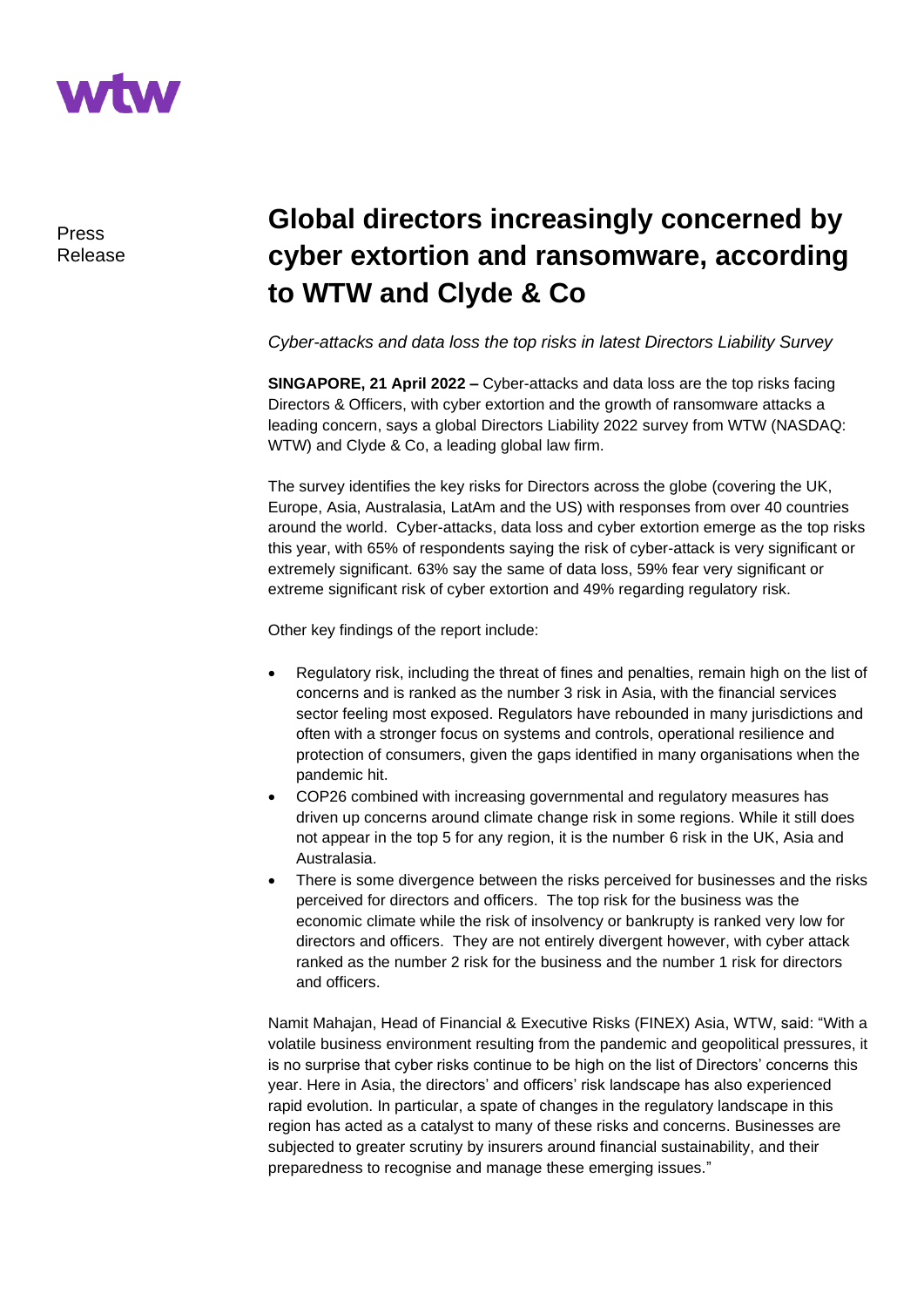Press Release

# Global directors increasingly concerned by cyber extortion and ransomware, according to WTW and Clyde & Co

*Cyber-attacks and data loss the top risks in latest Directors Liability Survey*

**SINGAPORE, 21 April 2022 –** Cyber-attacks and data loss are the top risks facing Directors & Officers, with cyber extortion and the growth of ransomware attacks a leading concern, says a global Directors Liability 2022 survey from WTW (NASDAQ: WTW) and Clyde & Co, a leading global law firm.

The survey identifies the key risks for Directors across the globe (covering the UK, Europe, Asia, Australasia, LatAm and the US) with responses from over 40 countries around the world. Cyber-attacks, data loss and cyber extortion emerge as the top risks this year, with 65% of respondents saying the risk of cyber-attack is very significant or extremely significant. 63% say the same of data loss, 59% fear very significant or extreme significant risk of cyber extortion and 49% regarding regulatory risk.

Other key findings of the report include:

- Regulatory risk, including the threat of fines and penalties, remain high on the list of concerns and is ranked as the number 3 risk in Asia, with the financial services sector feeling most exposed. Regulators have rebounded in many jurisdictions and often with a stronger focus on systems and controls, operational resilience and protection of consumers, given the gaps identified in many organisations when the pandemic hit.
- COP26 combined with increasing governmental and regulatory measures has driven up concerns around climate change risk in some regions. While it still does not appear in the top 5 for any region, it is the number 6 risk in the UK, Asia and Australasia.
- There is some divergence between the risks perceived for businesses and the risks perceived for directors and officers. The top risk for the business was the economic climate while the risk of insolvency or bankrupty is ranked very low for directors and officers. They are not entirely divergent however, with cyber attack ranked as the number 2 risk for the business and the number 1 risk for directors and officers.

Namit Mahajan, Head of Financial & Executive Risks (FINEX) Asia, WTW, said: "With a volatile business environment resulting from the pandemic and geopolitical pressures, it is no surprise that cyber risks continue to be high on the list of Directors' concerns this year. Here in Asia, the directors' and officers' risk landscape has also experienced rapid evolution. In particular, a spate of changes in the regulatory landscape in this region has acted as a catalyst to many of these risks and concerns. Businesses are subjected to greater scrutiny by insurers around financial sustainability, and their preparedness to recognise and manage these emerging issues."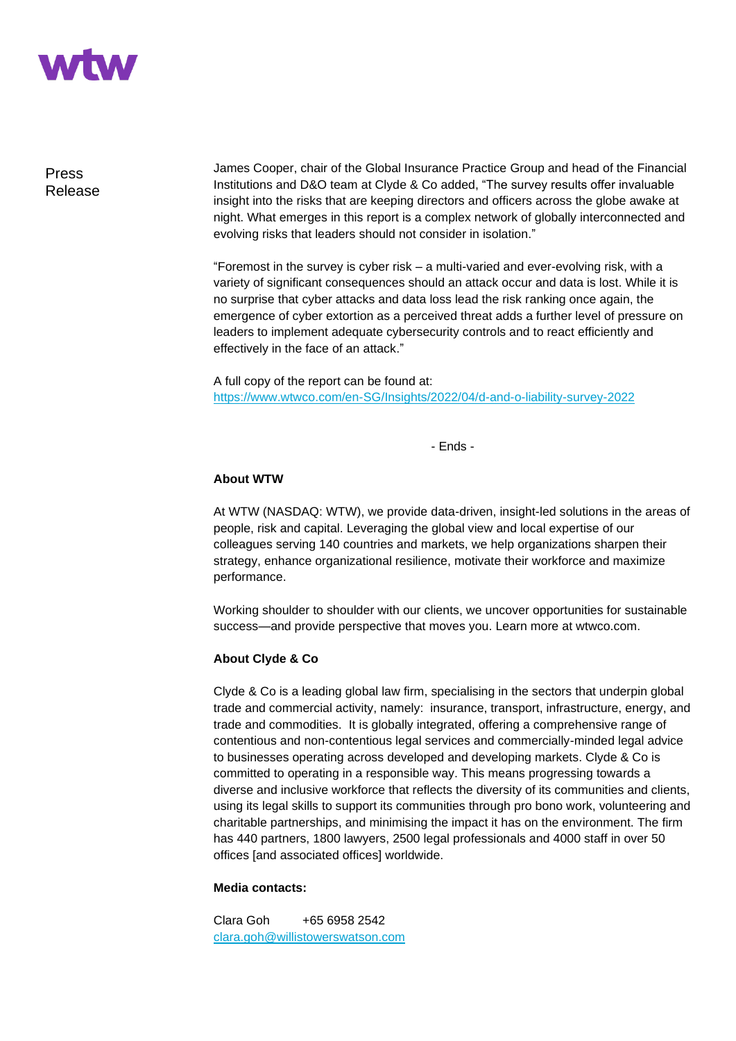James Cooper, chair of the Global Insurance Practice Group and head of the Financial Institutions and D&O team at Clyde & Co added, "The survey results offer invaluable insight into the risks that are keeping directors and officers across the globe awake at night. What emerges in this report is a complex network of globally interconnected and evolving risks that leaders should not consider in isolation."

"Foremost in the survey is cyber risk – a multi-varied and ever-evolving risk, with a variety of significant consequences should an attack occur and data is lost. While it is no surprise that cyber attacks and data loss lead the risk ranking once again, the emergence of cyber extortion as a perceived threat adds a further level of pressure on leaders to implement adequate cybersecurity controls and to react efficiently and effectively in the face of an attack."

A full copy of the report can be found at:
https://www.wtwco.com/en-SG/Insights/2022/04/d-and-o-liability-survey-2022

- Ends -

**About WTW**

At WTW (NASDAQ: WTW), we provide data-driven, insight-led solutions in the areas of people, risk and capital. Leveraging the global view and local expertise of our colleagues serving 140 countries and markets, we help organizations sharpen their strategy, enhance organizational resilience, motivate their workforce and maximize performance.

Working shoulder to shoulder with our clients, we uncover opportunities for sustainable success—and provide perspective that moves you. Learn more at wtwco.com.

**About Clyde & Co**

Clyde & Co is a leading global law firm, specialising in the sectors that underpin global trade and commercial activity, namely: insurance, transport, infrastructure, energy, and trade and commodities. It is globally integrated, offering a comprehensive range of contentious and non-contentious legal services and commercially-minded legal advice to businesses operating across developed and developing markets. Clyde & Co is committed to operating in a responsible way. This means progressing towards a diverse and inclusive workforce that reflects the diversity of its communities and clients, using its legal skills to support its communities through pro bono work, volunteering and charitable partnerships, and minimising the impact it has on the environment. The firm has 440 partners, 1800 lawyers, 2500 legal professionals and 4000 staff in over 50 offices [and associated offices] worldwide.

**Media contacts:**

Clara Goh +65 6958 2542
clara.goh@willistowerswatson.com